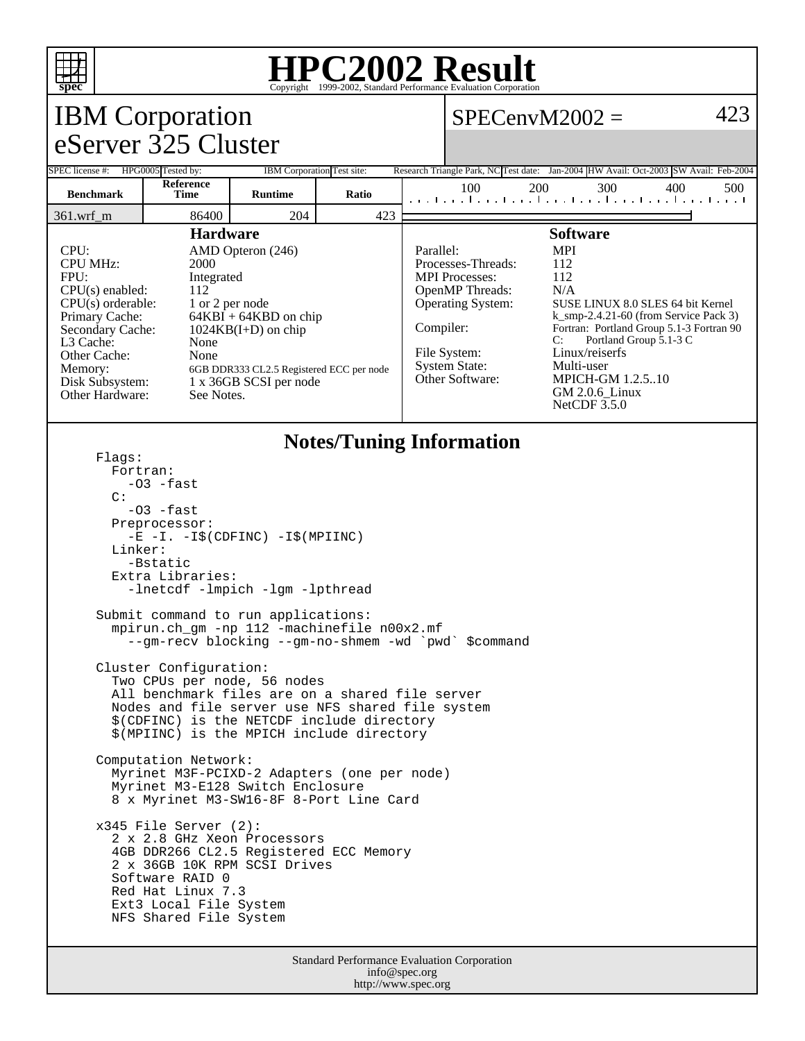# HPC2002 Result

Copyright 1999-2002, Standard Performance Evaluation Corporation

## IBM Corporation
## eServer 325 Cluster

SPECenvM2002 = 423

| SPEC license #: | HPG0005 | Tested by: | IBM Corporation | Test site: | Research Triangle Park, NC | Test date: | Jan-2004 | HW Avail: | Oct-2003 | SW Avail: | Feb-2004 |
|---|---|---|---|---|---|---|---|---|---|---|---|

| Benchmark | Reference Time | Runtime | Ratio |
|---|---|---|---|
| 361.wrf_m | 86400 | 204 | 423 |

### Hardware

| | |
|---|---|
| CPU: | AMD Opteron (246) |
| CPU MHz: | 2000 |
| FPU: | Integrated |
| CPU(s) enabled: | 112 |
| CPU(s) orderable: | 1 or 2 per node |
| Primary Cache: | 64KBI + 64KBD on chip |
| Secondary Cache: | 1024KB(I+D) on chip |
| L3 Cache: | None |
| Other Cache: | None |
| Memory: | 6GB DDR333 CL2.5 Registered ECC per node |
| Disk Subsystem: | 1 x 36GB SCSI per node |
| Other Hardware: | See Notes. |

### Software

| | |
|---|---|
| Parallel: | MPI |
| Processes-Threads: | 112 |
| MPI Processes: | 112 |
| OpenMP Threads: | N/A |
| Operating System: | SUSE LINUX 8.0 SLES 64 bit Kernel k_smp-2.4.21-60 (from Service Pack 3) |
| Compiler: | Fortran: Portland Group 5.1-3 Fortran 90<br>C: Portland Group 5.1-3 C |
| File System: | Linux/reiserfs |
| System State: | Multi-user |
| Other Software: | MPICH-GM 1.2.5..10<br>GM 2.0.6_Linux<br>NetCDF 3.5.0 |

### Notes/Tuning Information

```
Flags:
  Fortran:
    -O3 -fast
  C:
    -O3 -fast
  Preprocessor:
    -E -I. -I$(CDFINC) -I$(MPIINC)
  Linker:
    -Bstatic
  Extra Libraries:
    -lnetcdf -lmpich -lgm -lpthread

Submit command to run applications:
  mpirun.ch_gm -np 112 -machinefile n00x2.mf
    --gm-recv blocking --gm-no-shmem -wd `pwd` $command

Cluster Configuration:
  Two CPUs per node, 56 nodes
  All benchmark files are on a shared file server
  Nodes and file server use NFS shared file system
  $(CDFINC) is the NETCDF include directory
  $(MPIINC) is the MPICH include directory

Computation Network:
  Myrinet M3F-PCIXD-2 Adapters (one per node)
  Myrinet M3-E128 Switch Enclosure
  8 x Myrinet M3-SW16-8F 8-Port Line Card

x345 File Server (2):
  2 x 2.8 GHz Xeon Processors
  4GB DDR266 CL2.5 Registered ECC Memory
  2 x 36GB 10K RPM SCSI Drives
  Software RAID 0
  Red Hat Linux 7.3
  Ext3 Local File System
  NFS Shared File System
```

Standard Performance Evaluation Corporation
info@spec.org
http://www.spec.org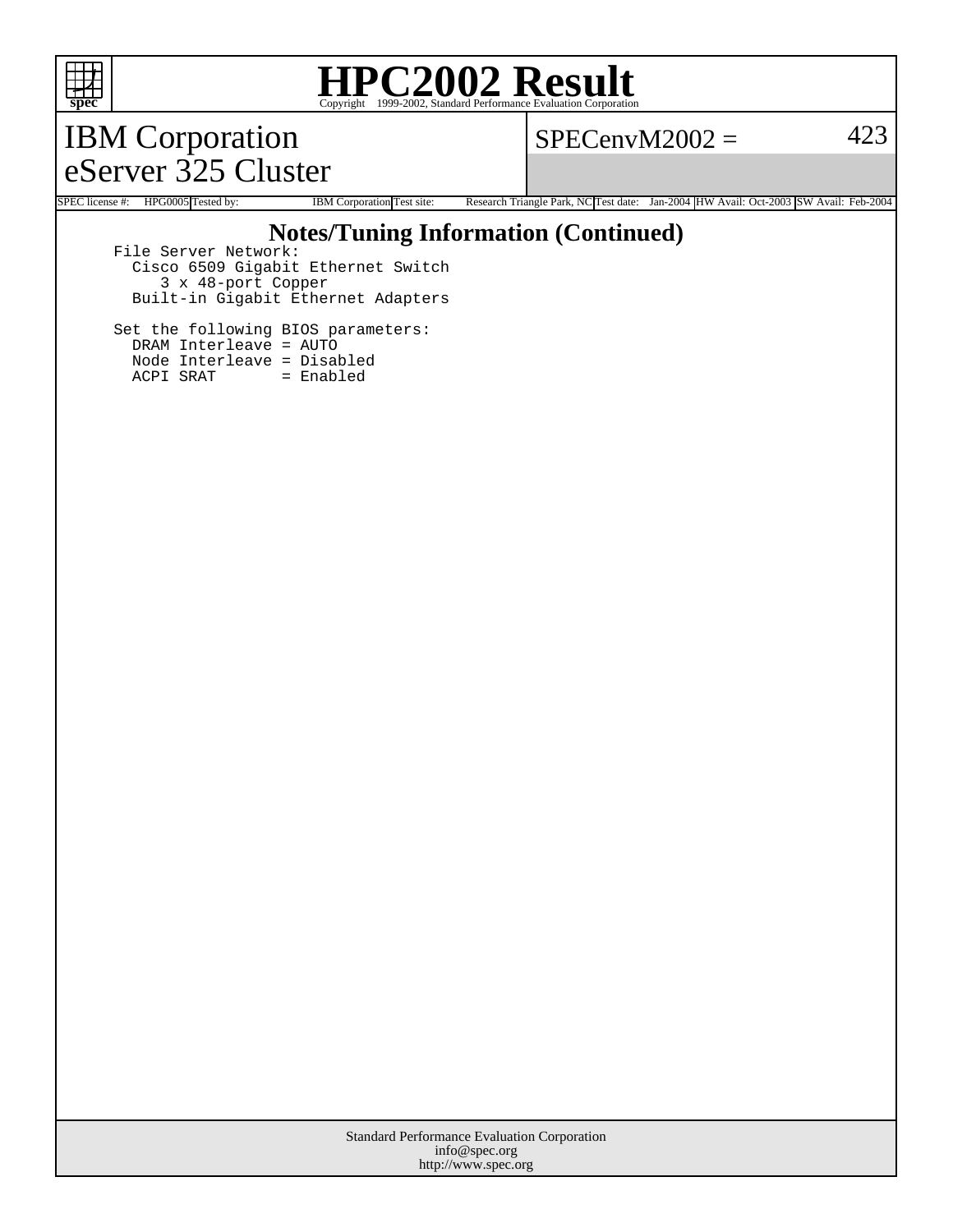# HPC2002 Result

Copyright 1999-2002, Standard Performance Evaluation Corporation

## IBM Corporation
## eServer 325 Cluster

SPECenvM2002 = 423

| SPEC license #: | HPG0005 | Tested by: | IBM Corporation | Test site: | Research Triangle Park, NC | Test date: | Jan-2004 | HW Avail: | Oct-2003 | SW Avail: | Feb-2004 |
|---|---|---|---|---|---|---|---|---|---|---|---|

### Notes/Tuning Information (Continued)

```
File Server Network:
  Cisco 6509 Gigabit Ethernet Switch
     3 x 48-port Copper
  Built-in Gigabit Ethernet Adapters

Set the following BIOS parameters:
  DRAM Interleave = AUTO
  Node Interleave = Disabled
  ACPI SRAT       = Enabled
```

Standard Performance Evaluation Corporation
info@spec.org
http://www.spec.org